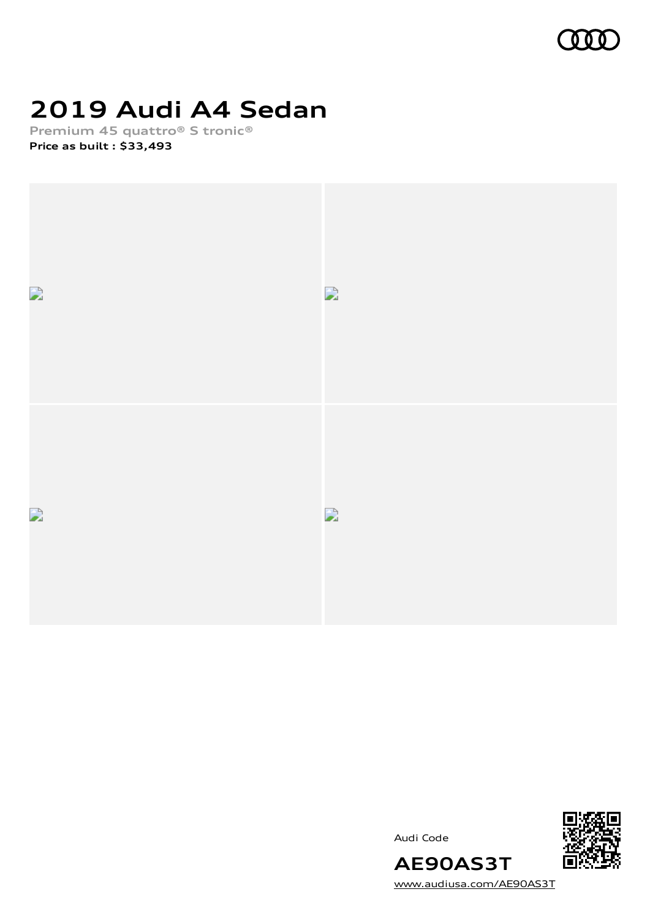# 2019 Audi A4 Sedan

Premium 45 quattro® S tronic®

**Price as built : $33,493**

Audi Code

**AE90AS3T**

www.audiusa.com/AE90AS3T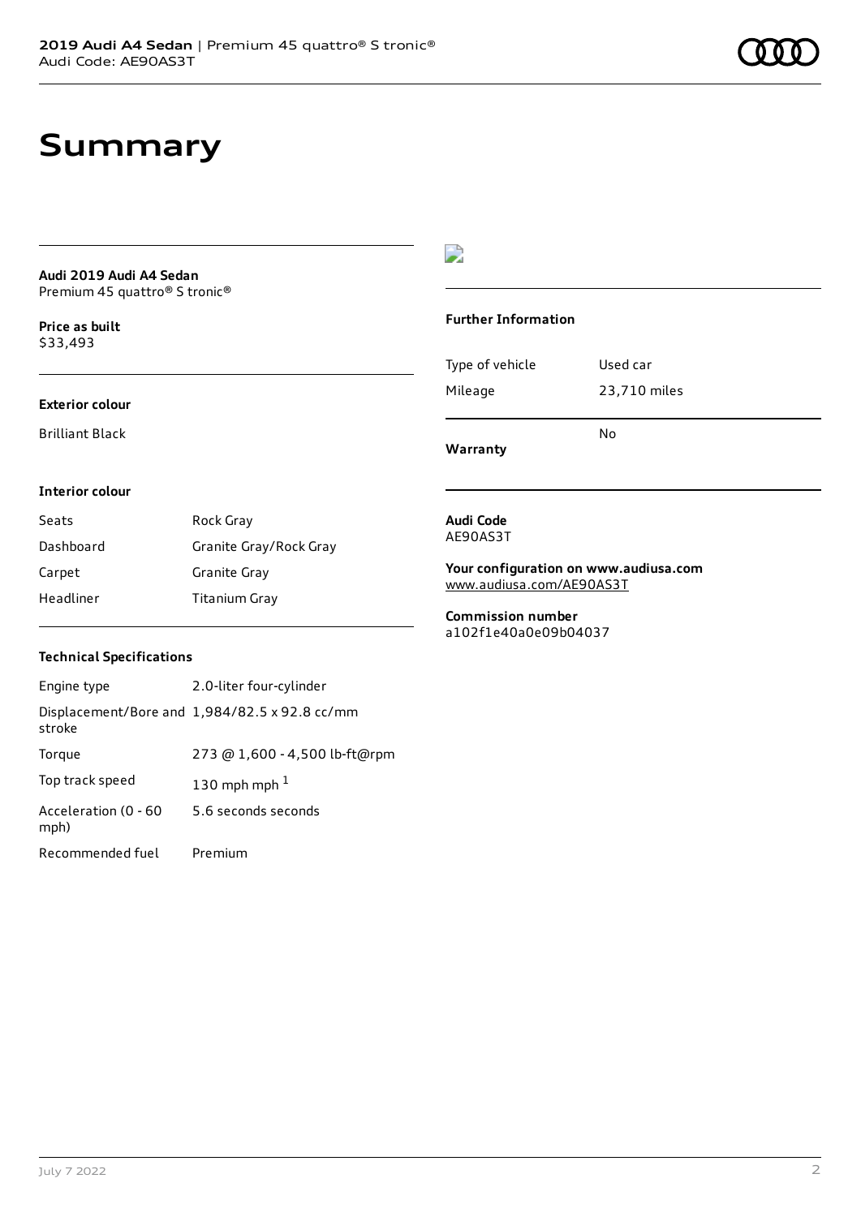# Summary

**Audi 2019 Audi A4 Sedan**
Premium 45 quattro® S tronic®

**Price as built**
$33,493

### Exterior colour

Brilliant Black

### Interior colour

| Seats | Rock Gray |
| --- | --- |
| Dashboard | Granite Gray/Rock Gray |
| Carpet | Granite Gray |
| Headliner | Titanium Gray |

### Technical Specifications

| Engine type | 2.0-liter four-cylinder |
| --- | --- |
| Displacement/Bore and stroke | 1,984/82.5 x 92.8 cc/mm |
| Torque | 273 @ 1,600 - 4,500 lb-ft@rpm |
| Top track speed | 130 mph mph [1] |
| Acceleration (0 - 60 mph) | 5.6 seconds seconds |
| Recommended fuel | Premium |

### Further Information

| Type of vehicle | Used car |
| --- | --- |
| Mileage | 23,710 miles |
| **Warranty** | No |

**Audi Code**
AE90AS3T

**Your configuration on www.audiusa.com**
www.audiusa.com/AE90AS3T

**Commission number**
a102f1e40a0e09b04037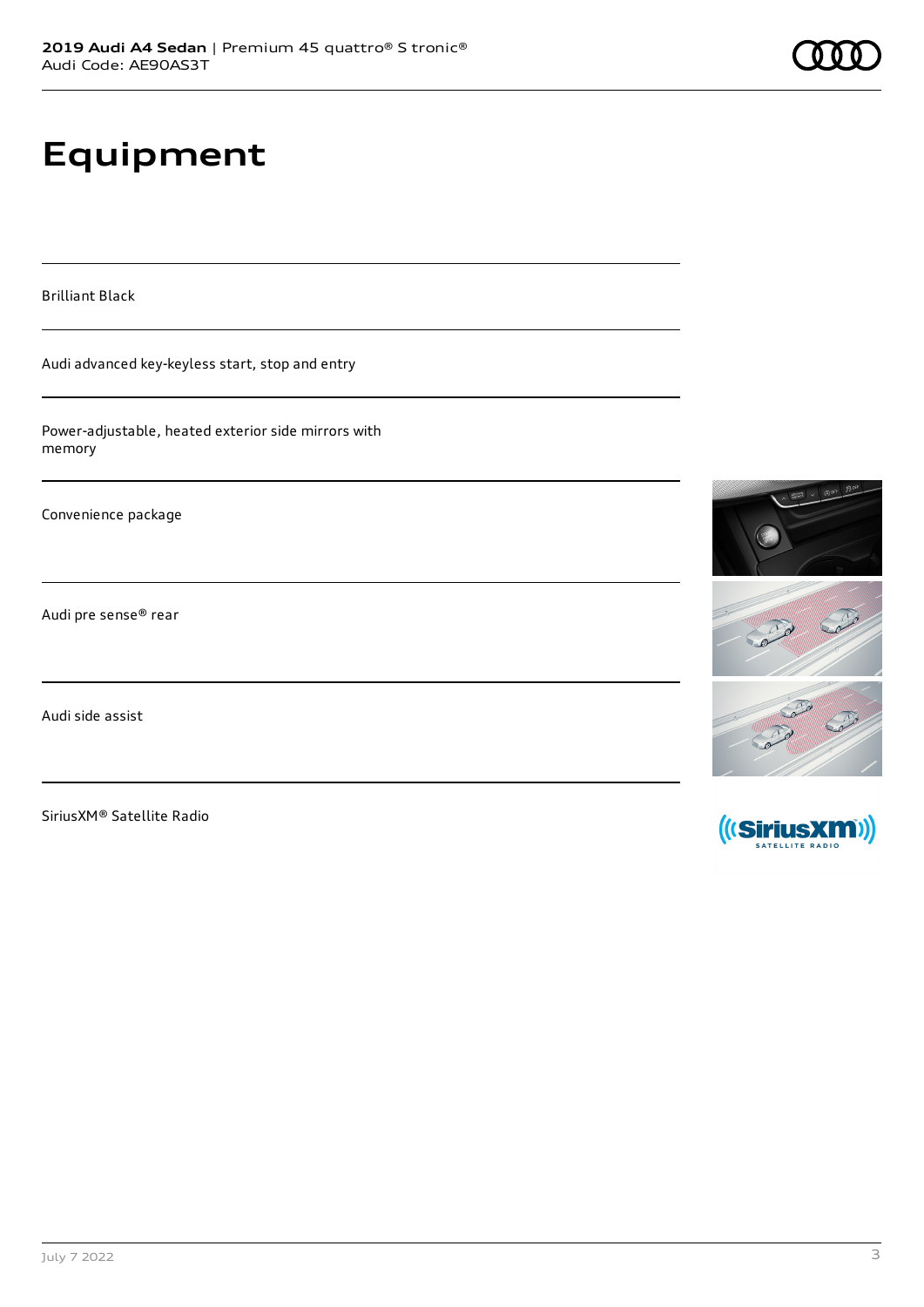# Equipment

Brilliant Black

Audi advanced key-keyless start, stop and entry

Power-adjustable, heated exterior side mirrors with memory

Convenience package

Audi pre sense® rear

Audi side assist

SiriusXM® Satellite Radio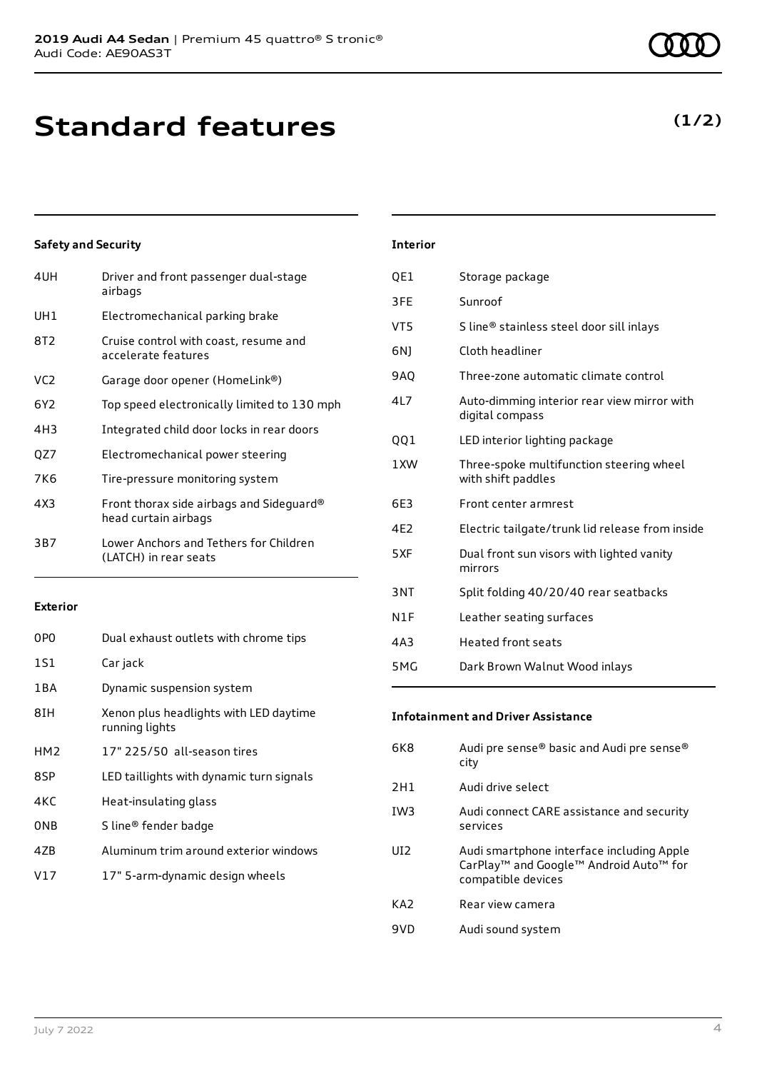# Standard features

**(1/2)**

### Safety and Security

| | |
|---|---|
| 4UH | Driver and front passenger dual-stage airbags |
| UH1 | Electromechanical parking brake |
| 8T2 | Cruise control with coast, resume and accelerate features |
| VC2 | Garage door opener (HomeLink®) |
| 6Y2 | Top speed electronically limited to 130 mph |
| 4H3 | Integrated child door locks in rear doors |
| QZ7 | Electromechanical power steering |
| 7K6 | Tire-pressure monitoring system |
| 4X3 | Front thorax side airbags and Sideguard® head curtain airbags |
| 3B7 | Lower Anchors and Tethers for Children (LATCH) in rear seats |

### Exterior

| | |
|---|---|
| 0P0 | Dual exhaust outlets with chrome tips |
| 1S1 | Car jack |
| 1BA | Dynamic suspension system |
| 8IH | Xenon plus headlights with LED daytime running lights |
| HM2 | 17" 225/50 all-season tires |
| 8SP | LED taillights with dynamic turn signals |
| 4KC | Heat-insulating glass |
| 0NB | S line® fender badge |
| 4ZB | Aluminum trim around exterior windows |
| V17 | 17" 5-arm-dynamic design wheels |

### Interior

| | |
|---|---|
| QE1 | Storage package |
| 3FE | Sunroof |
| VT5 | S line® stainless steel door sill inlays |
| 6NJ | Cloth headliner |
| 9AQ | Three-zone automatic climate control |
| 4L7 | Auto-dimming interior rear view mirror with digital compass |
| QQ1 | LED interior lighting package |
| 1XW | Three-spoke multifunction steering wheel with shift paddles |
| 6E3 | Front center armrest |
| 4E2 | Electric tailgate/trunk lid release from inside |
| 5XF | Dual front sun visors with lighted vanity mirrors |
| 3NT | Split folding 40/20/40 rear seatbacks |
| N1F | Leather seating surfaces |
| 4A3 | Heated front seats |
| 5MG | Dark Brown Walnut Wood inlays |

### Infotainment and Driver Assistance

| | |
|---|---|
| 6K8 | Audi pre sense® basic and Audi pre sense® city |
| 2H1 | Audi drive select |
| IW3 | Audi connect CARE assistance and security services |
| UI2 | Audi smartphone interface including Apple CarPlay™ and Google™ Android Auto™ for compatible devices |
| KA2 | Rear view camera |
| 9VD | Audi sound system |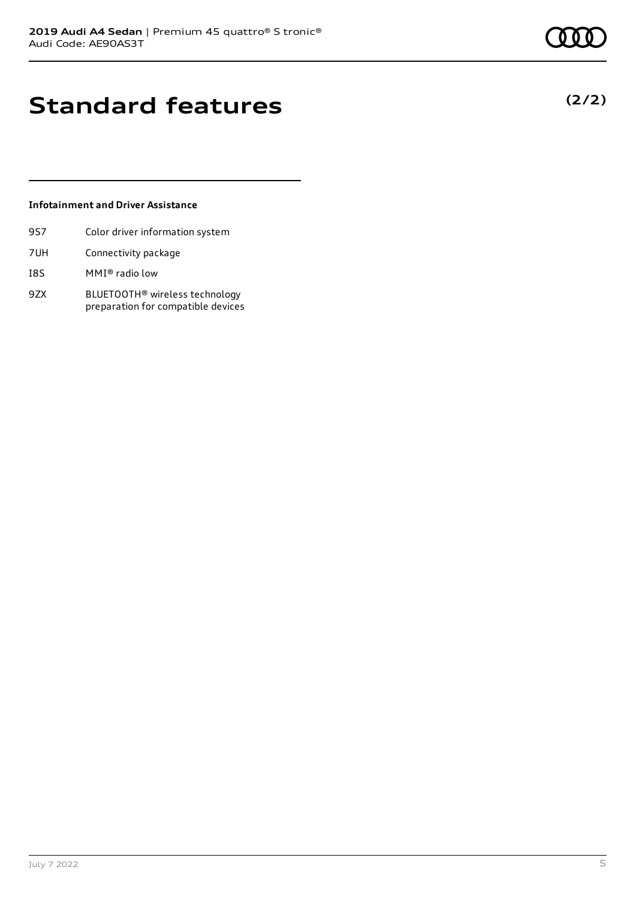# Standard features

**(2/2)**

### Infotainment and Driver Assistance

| | |
|---|---|
| 9S7 | Color driver information system |
| 7UH | Connectivity package |
| I8S | MMI® radio low |
| 9ZX | BLUETOOTH® wireless technology preparation for compatible devices |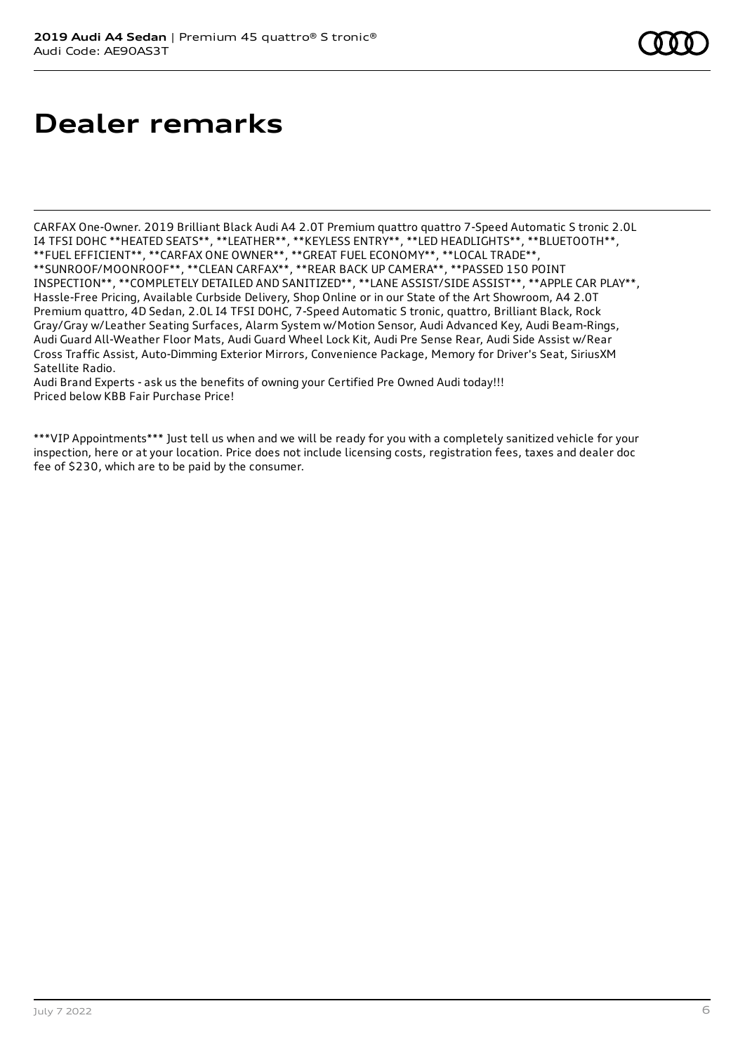# Dealer remarks

CARFAX One-Owner. 2019 Brilliant Black Audi A4 2.0T Premium quattro quattro 7-Speed Automatic S tronic 2.0L I4 TFSI DOHC **HEATED SEATS**, **LEATHER**, **KEYLESS ENTRY**, **LED HEADLIGHTS**, **BLUETOOTH**, **FUEL EFFICIENT**, **CARFAX ONE OWNER**, **GREAT FUEL ECONOMY**, **LOCAL TRADE**, **SUNROOF/MOONROOF**, **CLEAN CARFAX**, **REAR BACK UP CAMERA**, **PASSED 150 POINT INSPECTION**, **COMPLETELY DETAILED AND SANITIZED**, **LANE ASSIST/SIDE ASSIST**, **APPLE CAR PLAY**, Hassle-Free Pricing, Available Curbside Delivery, Shop Online or in our State of the Art Showroom, A4 2.0T Premium quattro, 4D Sedan, 2.0L I4 TFSI DOHC, 7-Speed Automatic S tronic, quattro, Brilliant Black, Rock Gray/Gray w/Leather Seating Surfaces, Alarm System w/Motion Sensor, Audi Advanced Key, Audi Beam-Rings, Audi Guard All-Weather Floor Mats, Audi Guard Wheel Lock Kit, Audi Pre Sense Rear, Audi Side Assist w/Rear Cross Traffic Assist, Auto-Dimming Exterior Mirrors, Convenience Package, Memory for Driver's Seat, SiriusXM Satellite Radio.
Audi Brand Experts - ask us the benefits of owning your Certified Pre Owned Audi today!!!
Priced below KBB Fair Purchase Price!

***VIP Appointments*** Just tell us when and we will be ready for you with a completely sanitized vehicle for your inspection, here or at your location. Price does not include licensing costs, registration fees, taxes and dealer doc fee of $230, which are to be paid by the consumer.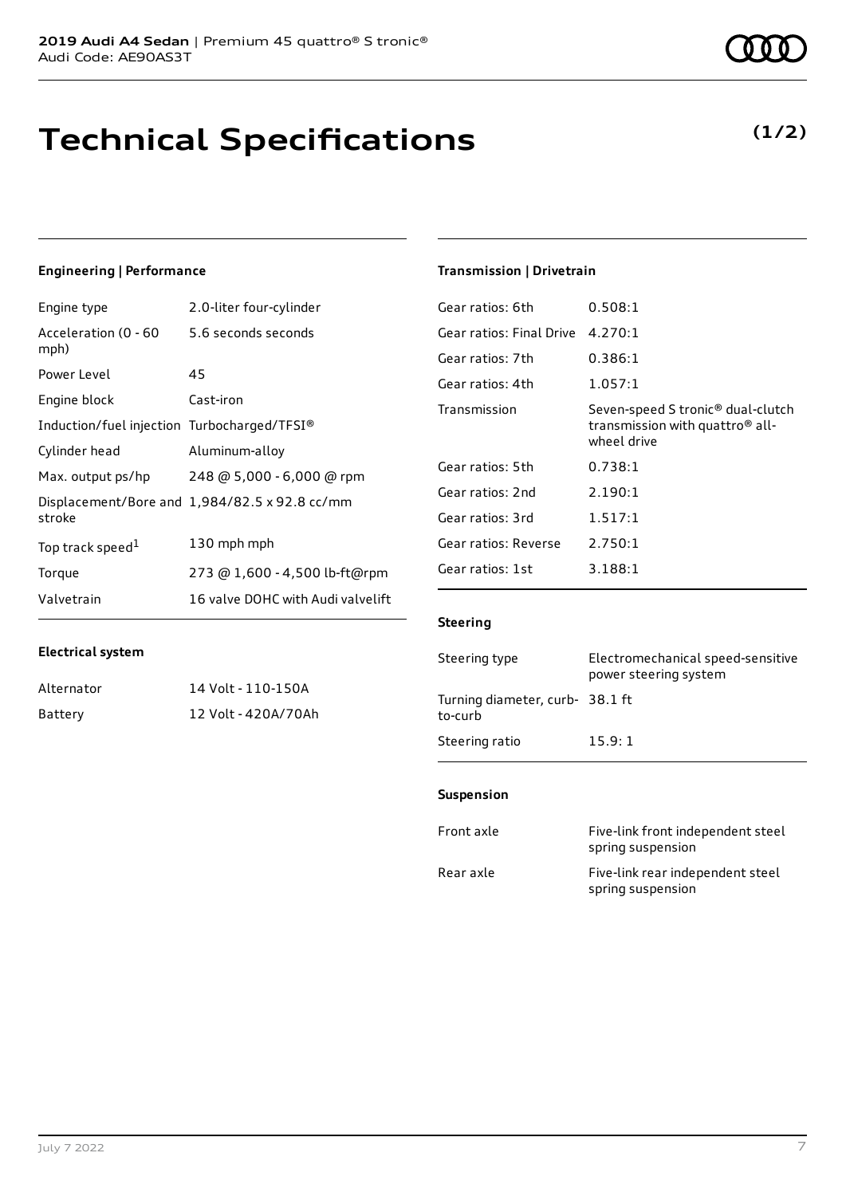**2019 Audi A4 Sedan** | Premium 45 quattro® S tronic®
Audi Code: AE90AS3T

# Technical Specifications

**(1/2)**

### Engineering | Performance

| | |
|---|---|
| Engine type | 2.0-liter four-cylinder |
| Acceleration (0 - 60 mph) | 5.6 seconds seconds |
| Power Level | 45 |
| Engine block | Cast-iron |
| Induction/fuel injection | Turbocharged/TFSI® |
| Cylinder head | Aluminum-alloy |
| Max. output ps/hp | 248 @ 5,000 - 6,000 @ rpm |
| Displacement/Bore and stroke | 1,984/82.5 x 92.8 cc/mm |
| Top track speed[1] | 130 mph mph |
| Torque | 273 @ 1,600 - 4,500 lb-ft@rpm |
| Valvetrain | 16 valve DOHC with Audi valvelift |

### Electrical system

| | |
|---|---|
| Alternator | 14 Volt - 110-150A |
| Battery | 12 Volt - 420A/70Ah |

### Transmission | Drivetrain

| | |
|---|---|
| Gear ratios: 6th | 0.508:1 |
| Gear ratios: Final Drive | 4.270:1 |
| Gear ratios: 7th | 0.386:1 |
| Gear ratios: 4th | 1.057:1 |
| Transmission | Seven-speed S tronic® dual-clutch transmission with quattro® all-wheel drive |
| Gear ratios: 5th | 0.738:1 |
| Gear ratios: 2nd | 2.190:1 |
| Gear ratios: 3rd | 1.517:1 |
| Gear ratios: Reverse | 2.750:1 |
| Gear ratios: 1st | 3.188:1 |

### Steering

| | |
|---|---|
| Steering type | Electromechanical speed-sensitive power steering system |
| Turning diameter, curb-to-curb | 38.1 ft |
| Steering ratio | 15.9: 1 |

### Suspension

| | |
|---|---|
| Front axle | Five-link front independent steel spring suspension |
| Rear axle | Five-link rear independent steel spring suspension |

July 7 2022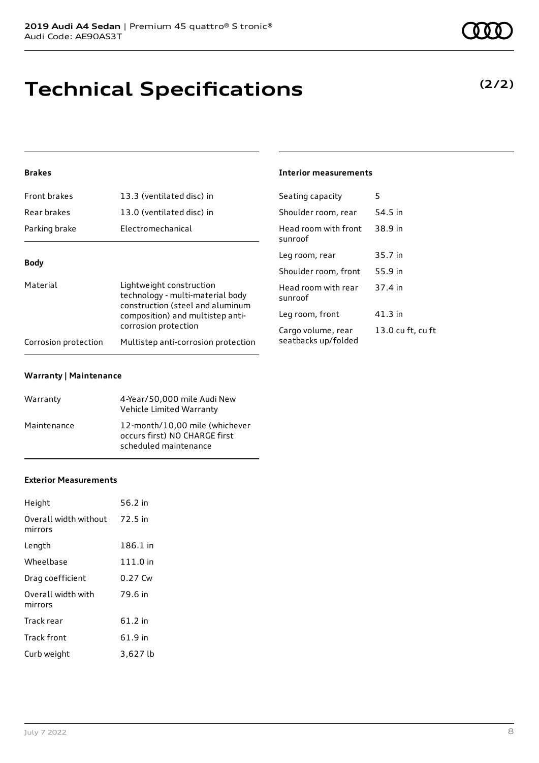# Technical Specifications

**(2/2)**

### Brakes

| | |
|---|---|
| Front brakes | 13.3 (ventilated disc) in |
| Rear brakes | 13.0 (ventilated disc) in |
| Parking brake | Electromechanical |

### Body

| | |
|---|---|
| Material | Lightweight construction technology - multi-material body construction (steel and aluminum composition) and multistep anti-corrosion protection |
| Corrosion protection | Multistep anti-corrosion protection |

### Warranty | Maintenance

| | |
|---|---|
| Warranty | 4-Year/50,000 mile Audi New Vehicle Limited Warranty |
| Maintenance | 12-month/10,00 mile (whichever occurs first) NO CHARGE first scheduled maintenance |

### Exterior Measurements

| | |
|---|---|
| Height | 56.2 in |
| Overall width without mirrors | 72.5 in |
| Length | 186.1 in |
| Wheelbase | 111.0 in |
| Drag coefficient | 0.27 Cw |
| Overall width with mirrors | 79.6 in |
| Track rear | 61.2 in |
| Track front | 61.9 in |
| Curb weight | 3,627 lb |

### Interior measurements

| | |
|---|---|
| Seating capacity | 5 |
| Shoulder room, rear | 54.5 in |
| Head room with front sunroof | 38.9 in |
| Leg room, rear | 35.7 in |
| Shoulder room, front | 55.9 in |
| Head room with rear sunroof | 37.4 in |
| Leg room, front | 41.3 in |
| Cargo volume, rear seatbacks up/folded | 13.0 cu ft, cu ft |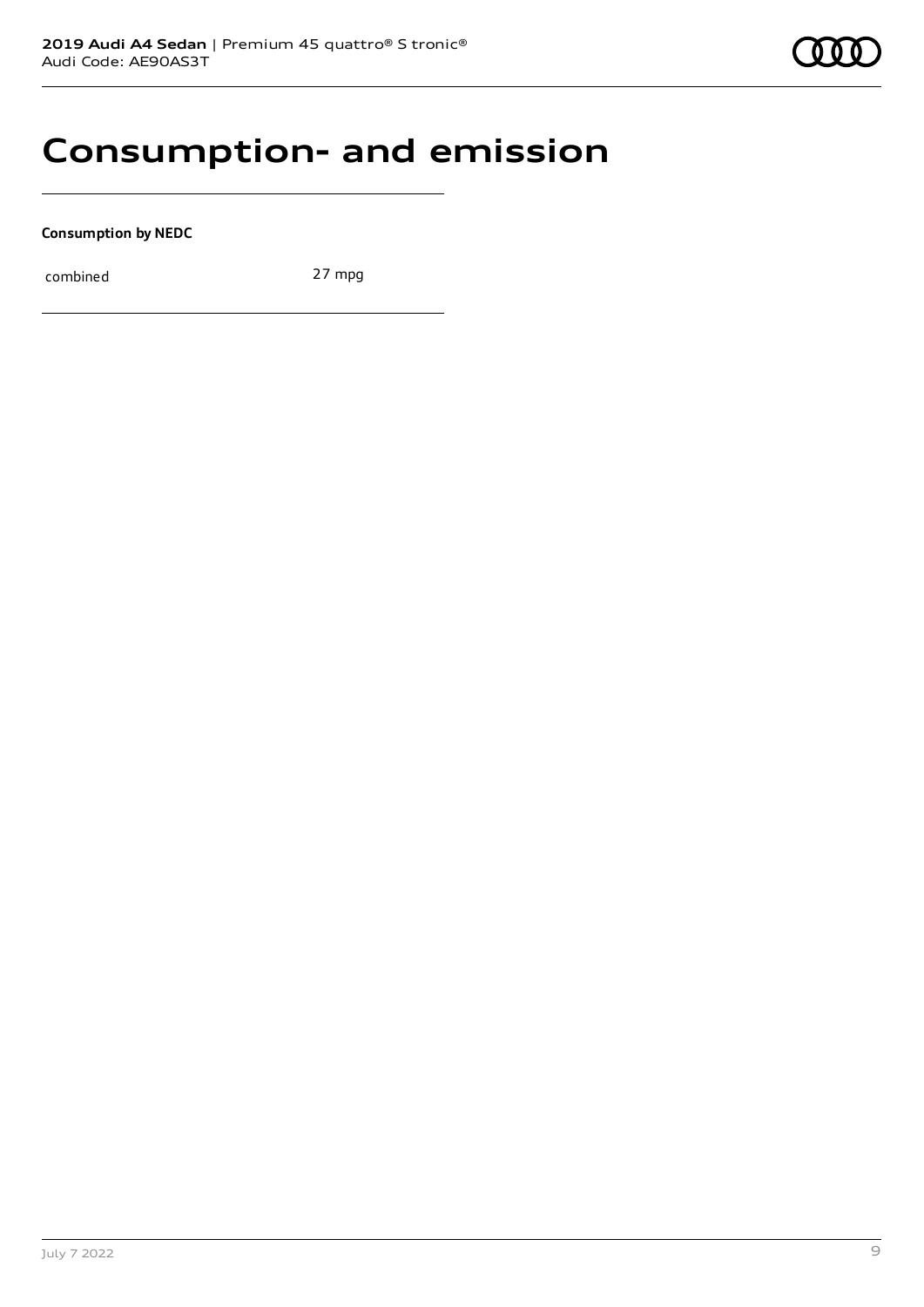# Consumption- and emission

**Consumption by NEDC**

| combined | 27 mpg |
| --- | --- |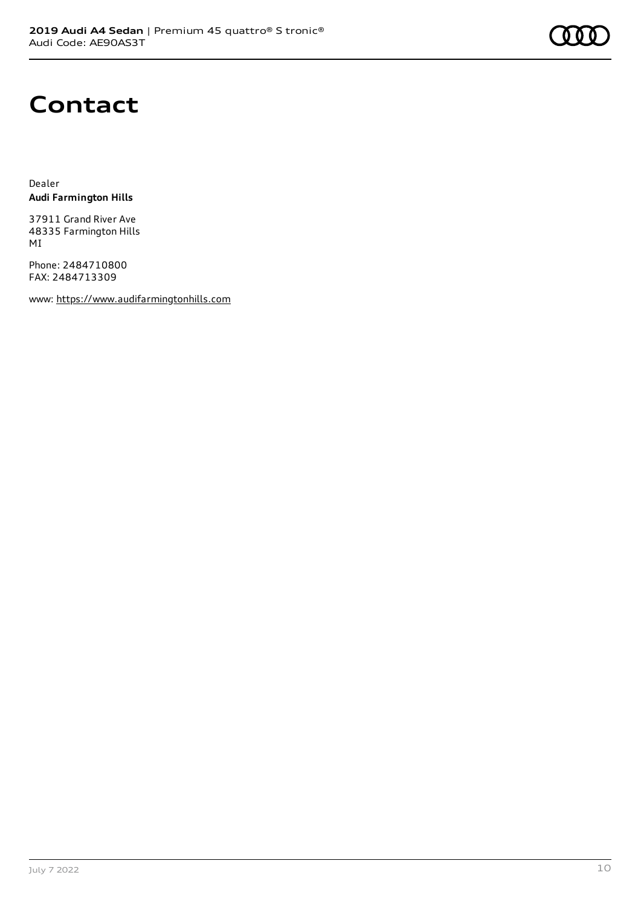# Contact

Dealer
**Audi Farmington Hills**

37911 Grand River Ave
48335 Farmington Hills
MI

Phone: 2484710800
FAX: 2484713309

www: https://www.audifarmingtonhills.com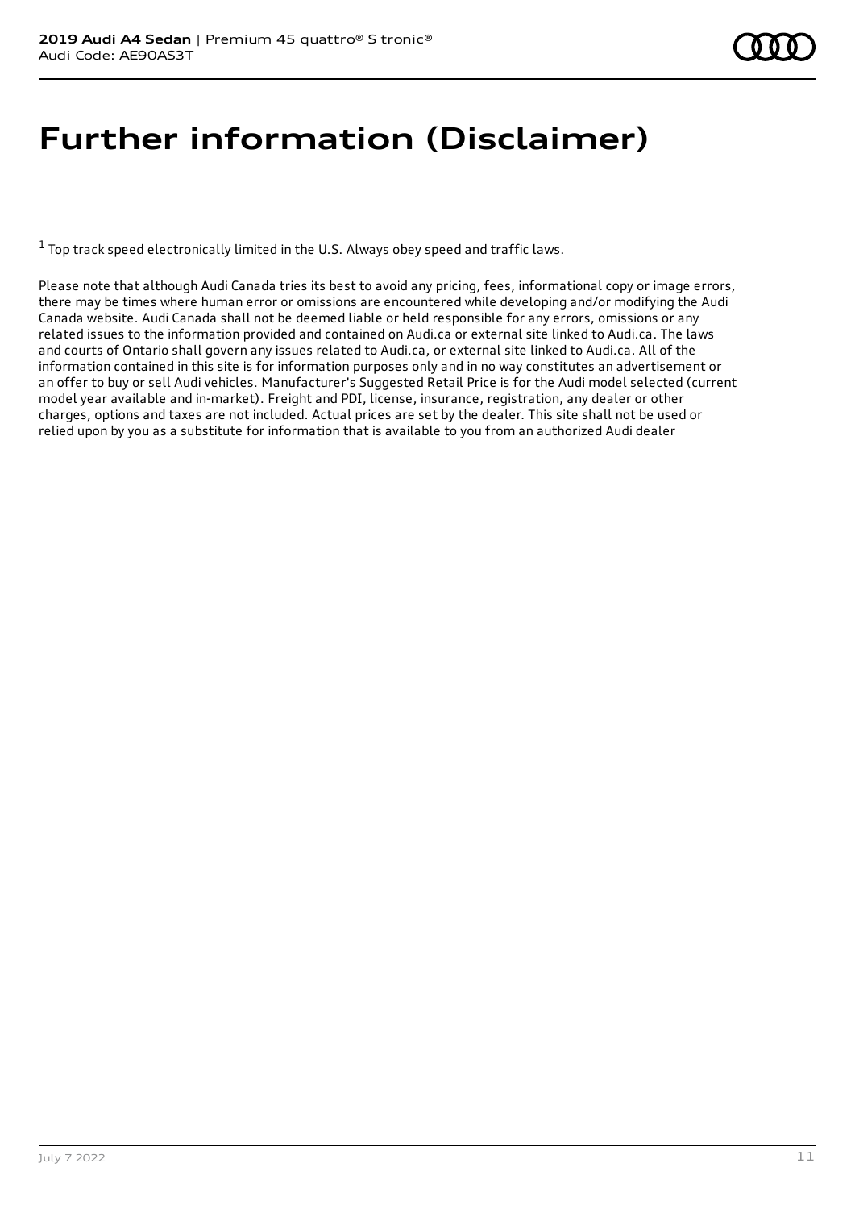# Further information (Disclaimer)

[1] Top track speed electronically limited in the U.S. Always obey speed and traffic laws.

Please note that although Audi Canada tries its best to avoid any pricing, fees, informational copy or image errors, there may be times where human error or omissions are encountered while developing and/or modifying the Audi Canada website. Audi Canada shall not be deemed liable or held responsible for any errors, omissions or any related issues to the information provided and contained on Audi.ca or external site linked to Audi.ca. The laws and courts of Ontario shall govern any issues related to Audi.ca, or external site linked to Audi.ca. All of the information contained in this site is for information purposes only and in no way constitutes an advertisement or an offer to buy or sell Audi vehicles. Manufacturer's Suggested Retail Price is for the Audi model selected (current model year available and in-market). Freight and PDI, license, insurance, registration, any dealer or other charges, options and taxes are not included. Actual prices are set by the dealer. This site shall not be used or relied upon by you as a substitute for information that is available to you from an authorized Audi dealer